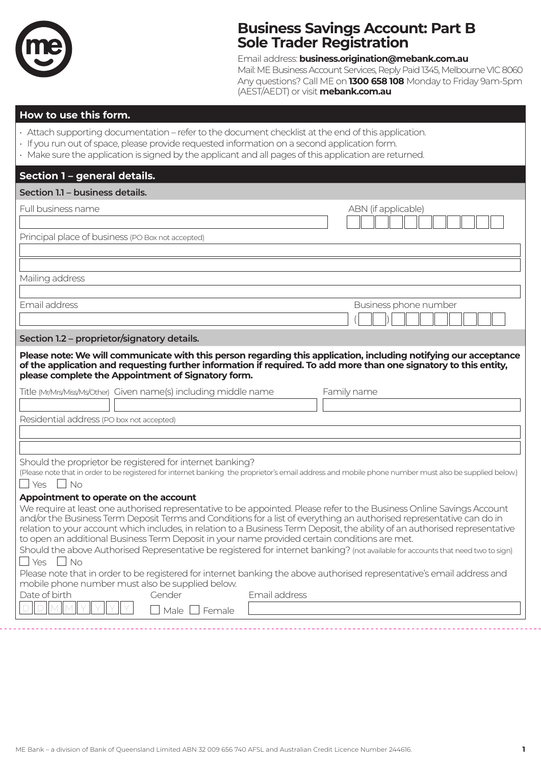# Business Savings Account: Part B Sole Trader Registration

Email address: **business.origination@mebank.com.au**
Mail: ME Business Account Services, Reply Paid 1345, Melbourne VIC 8060
Any questions? Call ME on **1300 658 108** Monday to Friday 9am-5pm (AEST/AEDT) or visit **mebank.com.au**

## How to use this form.

- Attach supporting documentation – refer to the document checklist at the end of this application.
- If you run out of space, please provide requested information on a second application form.
- Make sure the application is signed by the applicant and all pages of this application are returned.

## Section 1 – general details.

### Section 1.1 – business details.

Full business name

ABN (if applicable)

Principal place of business (PO Box not accepted)

Mailing address

Email address

Business phone number ( )

### Section 1.2 – proprietor/signatory details.

**Please note: We will communicate with this person regarding this application, including notifying our acceptance of the application and requesting further information if required. To add more than one signatory to this entity, please complete the Appointment of Signatory form.**

Title (Mr/Mrs/Miss/Ms/Other) Given name(s) including middle name Family name

Residential address (PO box not accepted)

Should the proprietor be registered for internet banking?
(Please note that in order to be registered for internet banking the proprietor's email address and mobile phone number must also be supplied below.)

☐ Yes ☐ No

**Appointment to operate on the account**

We require at least one authorised representative to be appointed. Please refer to the Business Online Savings Account and/or the Business Term Deposit Terms and Conditions for a list of everything an authorised representative can do in relation to your account which includes, in relation to a Business Term Deposit, the ability of an authorised representative to open an additional Business Term Deposit in your name provided certain conditions are met.

Should the above Authorised Representative be registered for internet banking? (not available for accounts that need two to sign)

☐ Yes ☐ No

Please note that in order to be registered for internet banking the above authorised representative's email address and mobile phone number must also be supplied below.

Date of birth D D M M Y Y Y Y

Gender ☐ Male ☐ Female

Email address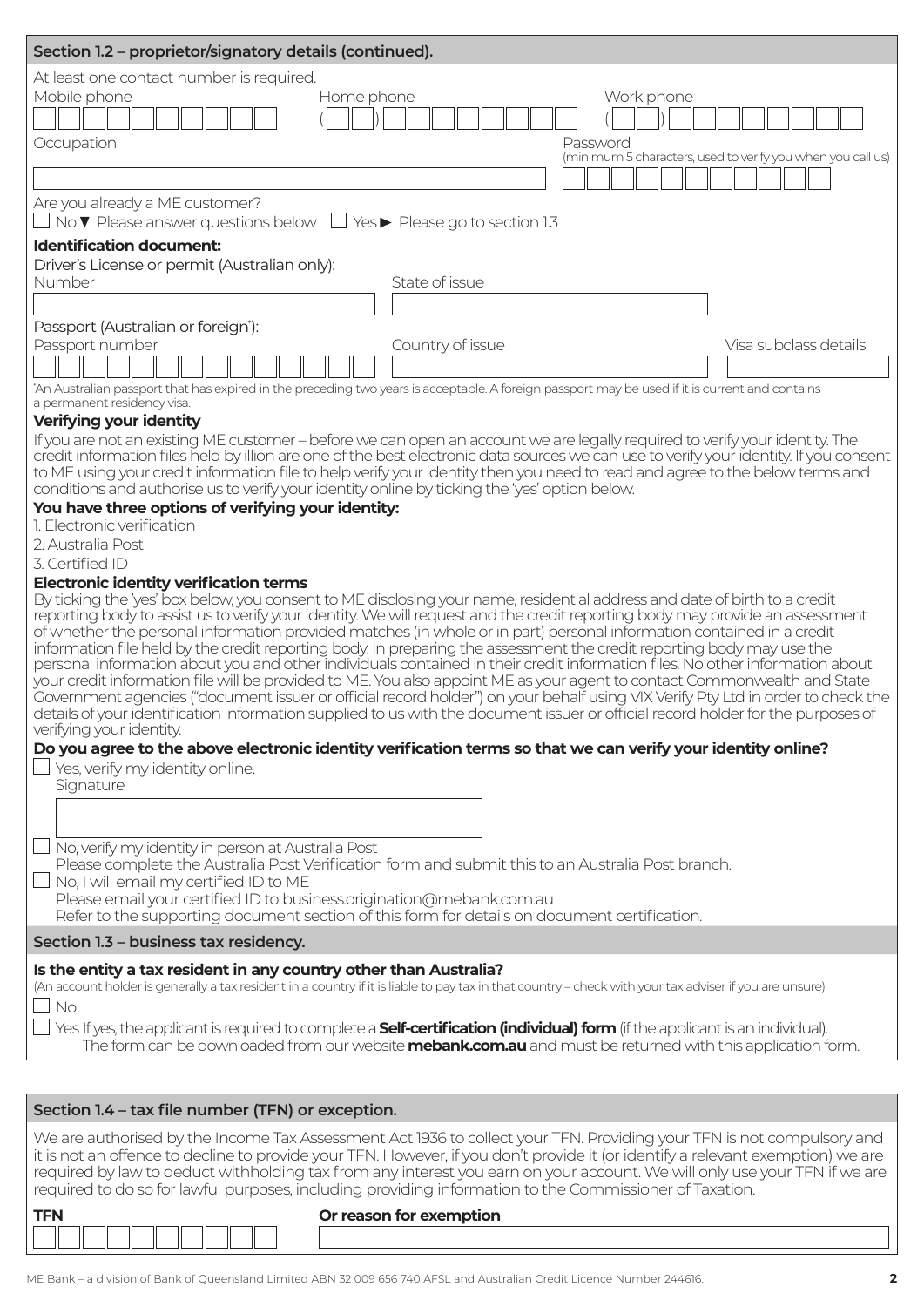## Section 1.2 – proprietor/signatory details (continued).

At least one contact number is required.

Mobile phone

Home phone
( )

Work phone
( )

Occupation

Password
(minimum 5 characters, used to verify you when you call us)

Are you already a ME customer?

☐ No ▼ Please answer questions below ☐ Yes ► Please go to section 1.3

**Identification document:**

Driver's License or permit (Australian only):

Number

State of issue

Passport (Australian or foreign*):

Passport number

Country of issue

Visa subclass details

*An Australian passport that has expired in the preceding two years is acceptable. A foreign passport may be used if it is current and contains a permanent residency visa.

**Verifying your identity**

If you are not an existing ME customer – before we can open an account we are legally required to verify your identity. The credit information files held by illion are one of the best electronic data sources we can use to verify your identity. If you consent to ME using your credit information file to help verify your identity then you need to read and agree to the below terms and conditions and authorise us to verify your identity online by ticking the 'yes' option below.

**You have three options of verifying your identity:**

1. Electronic verification
2. Australia Post
3. Certified ID

**Electronic identity verification terms**

By ticking the 'yes' box below, you consent to ME disclosing your name, residential address and date of birth to a credit reporting body to assist us to verify your identity. We will request and the credit reporting body may provide an assessment of whether the personal information provided matches (in whole or in part) personal information contained in a credit information file held by the credit reporting body. In preparing the assessment the credit reporting body may use the personal information about you and other individuals contained in their credit information files. No other information about your credit information file will be provided to ME. You also appoint ME as your agent to contact Commonwealth and State Government agencies ("document issuer or official record holder") on your behalf using VIX Verify Pty Ltd in order to check the details of your identification information supplied to us with the document issuer or official record holder for the purposes of verifying your identity.

**Do you agree to the above electronic identity verification terms so that we can verify your identity online?**

☐ Yes, verify my identity online.

Signature

☐ No, verify my identity in person at Australia Post
Please complete the Australia Post Verification form and submit this to an Australia Post branch.

☐ No, I will email my certified ID to ME
Please email your certified ID to business.origination@mebank.com.au
Refer to the supporting document section of this form for details on document certification.

## Section 1.3 – business tax residency.

**Is the entity a tax resident in any country other than Australia?**

(An account holder is generally a tax resident in a country if it is liable to pay tax in that country – check with your tax adviser if you are unsure)

☐ No

☐ Yes If yes, the applicant is required to complete a **Self-certification (individual) form** (if the applicant is an individual). The form can be downloaded from our website **mebank.com.au** and must be returned with this application form.

## Section 1.4 – tax file number (TFN) or exception.

We are authorised by the Income Tax Assessment Act 1936 to collect your TFN. Providing your TFN is not compulsory and it is not an offence to decline to provide your TFN. However, if you don't provide it (or identify a relevant exemption) we are required by law to deduct withholding tax from any interest you earn on your account. We will only use your TFN if we are required to do so for lawful purposes, including providing information to the Commissioner of Taxation.

**TFN**

**Or reason for exemption**

ME Bank – a division of Bank of Queensland Limited ABN 32 009 656 740 AFSL and Australian Credit Licence Number 244616.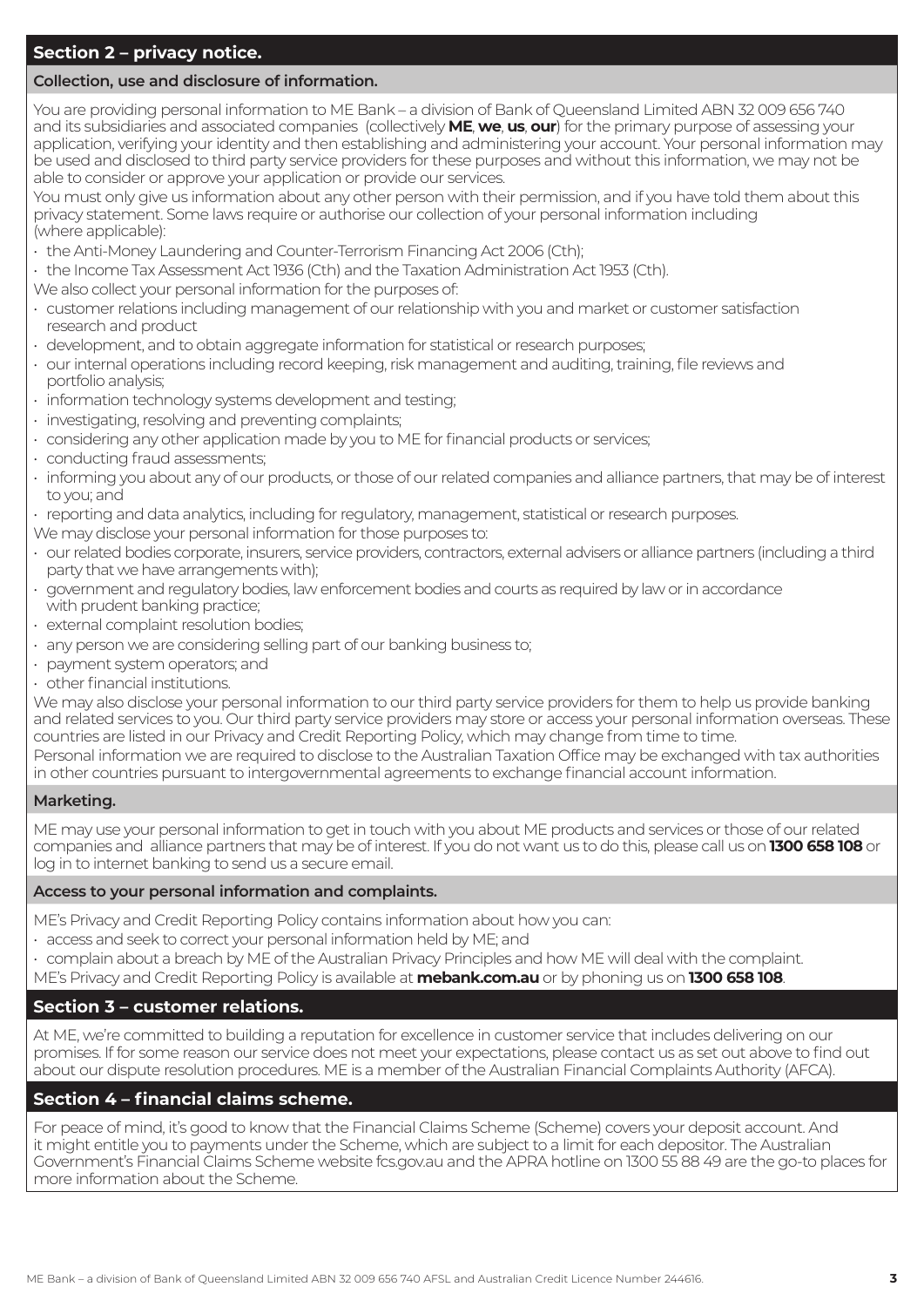## Section 2 – privacy notice.

### Collection, use and disclosure of information.

You are providing personal information to ME Bank – a division of Bank of Queensland Limited ABN 32 009 656 740 and its subsidiaries and associated companies (collectively **ME**, **we**, **us**, **our**) for the primary purpose of assessing your application, verifying your identity and then establishing and administering your account. Your personal information may be used and disclosed to third party service providers for these purposes and without this information, we may not be able to consider or approve your application or provide our services.

You must only give us information about any other person with their permission, and if you have told them about this privacy statement. Some laws require or authorise our collection of your personal information including (where applicable):

- the Anti-Money Laundering and Counter-Terrorism Financing Act 2006 (Cth);
- the Income Tax Assessment Act 1936 (Cth) and the Taxation Administration Act 1953 (Cth).

We also collect your personal information for the purposes of:

- customer relations including management of our relationship with you and market or customer satisfaction research and product
- development, and to obtain aggregate information for statistical or research purposes;
- our internal operations including record keeping, risk management and auditing, training, file reviews and portfolio analysis;
- information technology systems development and testing;
- investigating, resolving and preventing complaints;
- considering any other application made by you to ME for financial products or services;
- conducting fraud assessments;
- informing you about any of our products, or those of our related companies and alliance partners, that may be of interest to you; and
- reporting and data analytics, including for regulatory, management, statistical or research purposes.

We may disclose your personal information for those purposes to:

- our related bodies corporate, insurers, service providers, contractors, external advisers or alliance partners (including a third party that we have arrangements with);
- government and regulatory bodies, law enforcement bodies and courts as required by law or in accordance with prudent banking practice;
- external complaint resolution bodies;
- any person we are considering selling part of our banking business to;
- payment system operators; and
- other financial institutions.

We may also disclose your personal information to our third party service providers for them to help us provide banking and related services to you. Our third party service providers may store or access your personal information overseas. These countries are listed in our Privacy and Credit Reporting Policy, which may change from time to time.

Personal information we are required to disclose to the Australian Taxation Office may be exchanged with tax authorities in other countries pursuant to intergovernmental agreements to exchange financial account information.

### Marketing.

ME may use your personal information to get in touch with you about ME products and services or those of our related companies and alliance partners that may be of interest. If you do not want us to do this, please call us on **1300 658 108** or log in to internet banking to send us a secure email.

### Access to your personal information and complaints.

ME's Privacy and Credit Reporting Policy contains information about how you can:

- access and seek to correct your personal information held by ME; and
- complain about a breach by ME of the Australian Privacy Principles and how ME will deal with the complaint.

ME's Privacy and Credit Reporting Policy is available at **mebank.com.au** or by phoning us on **1300 658 108**.

## Section 3 – customer relations.

At ME, we're committed to building a reputation for excellence in customer service that includes delivering on our promises. If for some reason our service does not meet your expectations, please contact us as set out above to find out about our dispute resolution procedures. ME is a member of the Australian Financial Complaints Authority (AFCA).

## Section 4 – financial claims scheme.

For peace of mind, it's good to know that the Financial Claims Scheme (Scheme) covers your deposit account. And it might entitle you to payments under the Scheme, which are subject to a limit for each depositor. The Australian Government's Financial Claims Scheme website fcs.gov.au and the APRA hotline on 1300 55 88 49 are the go-to places for more information about the Scheme.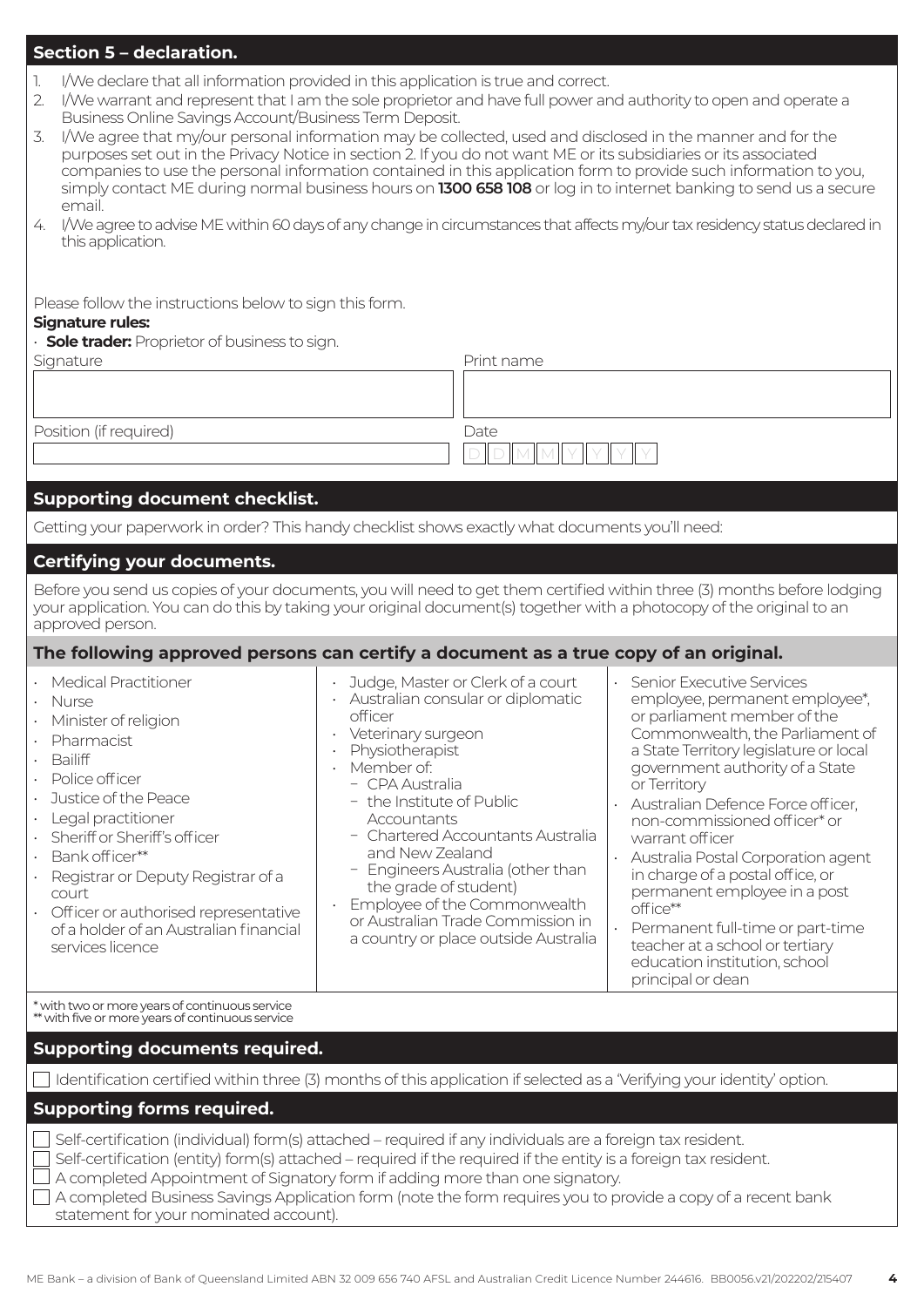## Section 5 – declaration.

1. I/We declare that all information provided in this application is true and correct.
2. I/We warrant and represent that I am the sole proprietor and have full power and authority to open and operate a Business Online Savings Account/Business Term Deposit.
3. I/We agree that my/our personal information may be collected, used and disclosed in the manner and for the purposes set out in the Privacy Notice in section 2. If you do not want ME or its subsidiaries or its associated companies to use the personal information contained in this application form to provide such information to you, simply contact ME during normal business hours on **1300 658 108** or log in to internet banking to send us a secure email.
4. I/We agree to advise ME within 60 days of any change in circumstances that affects my/our tax residency status declared in this application.

Please follow the instructions below to sign this form.

**Signature rules:**

- **Sole trader:** Proprietor of business to sign.

| | |
|---|---|
| Signature | Print name |
| | |
| Position (if required) | Date D D M M Y Y Y Y |

## Supporting document checklist.

Getting your paperwork in order? This handy checklist shows exactly what documents you'll need:

## Certifying your documents.

Before you send us copies of your documents, you will need to get them certified within three (3) months before lodging your application. You can do this by taking your original document(s) together with a photocopy of the original to an approved person.

### The following approved persons can certify a document as a true copy of an original.

- Medical Practitioner
- Nurse
- Minister of religion
- Pharmacist
- Bailiff
- Police officer
- Justice of the Peace
- Legal practitioner
- Sheriff or Sheriff's officer
- Bank officer**
- Registrar or Deputy Registrar of a court
- Officer or authorised representative of a holder of an Australian financial services licence
- Judge, Master or Clerk of a court
- Australian consular or diplomatic officer
- Veterinary surgeon
- Physiotherapist
- Member of:
  - CPA Australia
  - the Institute of Public Accountants
  - Chartered Accountants Australia and New Zealand
  - Engineers Australia (other than the grade of student)
- Employee of the Commonwealth or Australian Trade Commission in a country or place outside Australia
- Senior Executive Services employee, permanent employee*, or parliament member of the Commonwealth, the Parliament of a State Territory legislature or local government authority of a State or Territory
- Australian Defence Force officer, non-commissioned officer* or warrant officer
- Australia Postal Corporation agent in charge of a postal office, or permanent employee in a post office**
- Permanent full-time or part-time teacher at a school or tertiary education institution, school principal or dean

\* with two or more years of continuous service
\** with five or more years of continuous service

## Supporting documents required.

- [ ] Identification certified within three (3) months of this application if selected as a 'Verifying your identity' option.

## Supporting forms required.

- [ ] Self-certification (individual) form(s) attached – required if any individuals are a foreign tax resident.
- [ ] Self-certification (entity) form(s) attached – required if the required if the entity is a foreign tax resident.
- [ ] A completed Appointment of Signatory form if adding more than one signatory.
- [ ] A completed Business Savings Application form (note the form requires you to provide a copy of a recent bank statement for your nominated account).

ME Bank – a division of Bank of Queensland Limited ABN 32 009 656 740 AFSL and Australian Credit Licence Number 244616. BB0056.v21/202202/215407